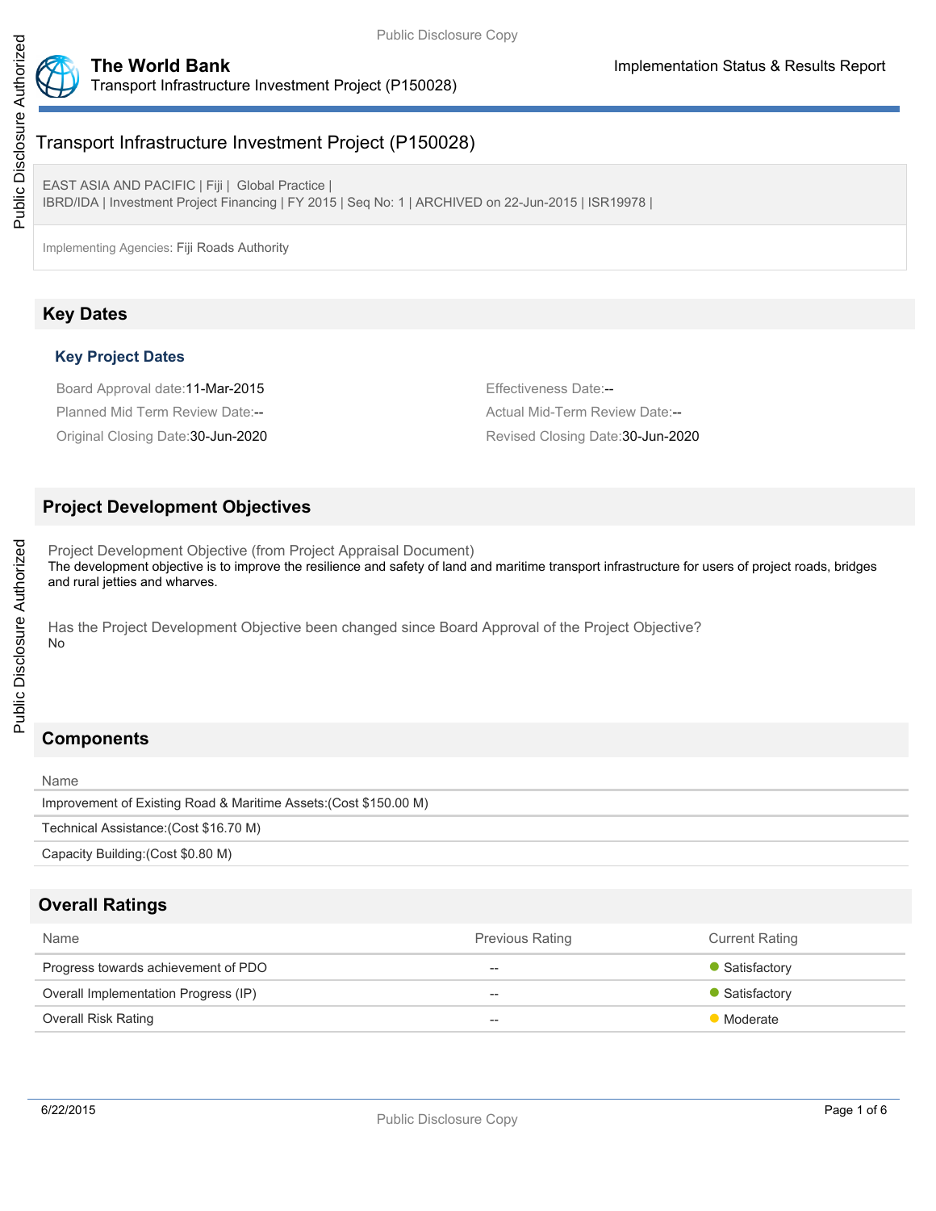# Transport Infrastructure Investment Project (P150028)

EAST ASIA AND PACIFIC | Fiji | Global Practice |
IBRD/IDA | Investment Project Financing | FY 2015 | Seq No: 1 | ARCHIVED on 22-Jun-2015 | ISR19978 |

Implementing Agencies: Fiji Roads Authority

## Key Dates

### Key Project Dates

Board Approval date:11-Mar-2015

Effectiveness Date:--

Planned Mid Term Review Date:--

Actual Mid-Term Review Date:--

Original Closing Date:30-Jun-2020

Revised Closing Date:30-Jun-2020

## Project Development Objectives

Project Development Objective (from Project Appraisal Document)

The development objective is to improve the resilience and safety of land and maritime transport infrastructure for users of project roads, bridges and rural jetties and wharves.

Has the Project Development Objective been changed since Board Approval of the Project Objective?

No

## Components

| Name |
| --- |
| Improvement of Existing Road & Maritime Assets:(Cost $150.00 M) |
| Technical Assistance:(Cost $16.70 M) |
| Capacity Building:(Cost $0.80 M) |

## Overall Ratings

| Name | Previous Rating | Current Rating |
| --- | --- | --- |
| Progress towards achievement of PDO | -- | Satisfactory |
| Overall Implementation Progress (IP) | -- | Satisfactory |
| Overall Risk Rating | -- | Moderate |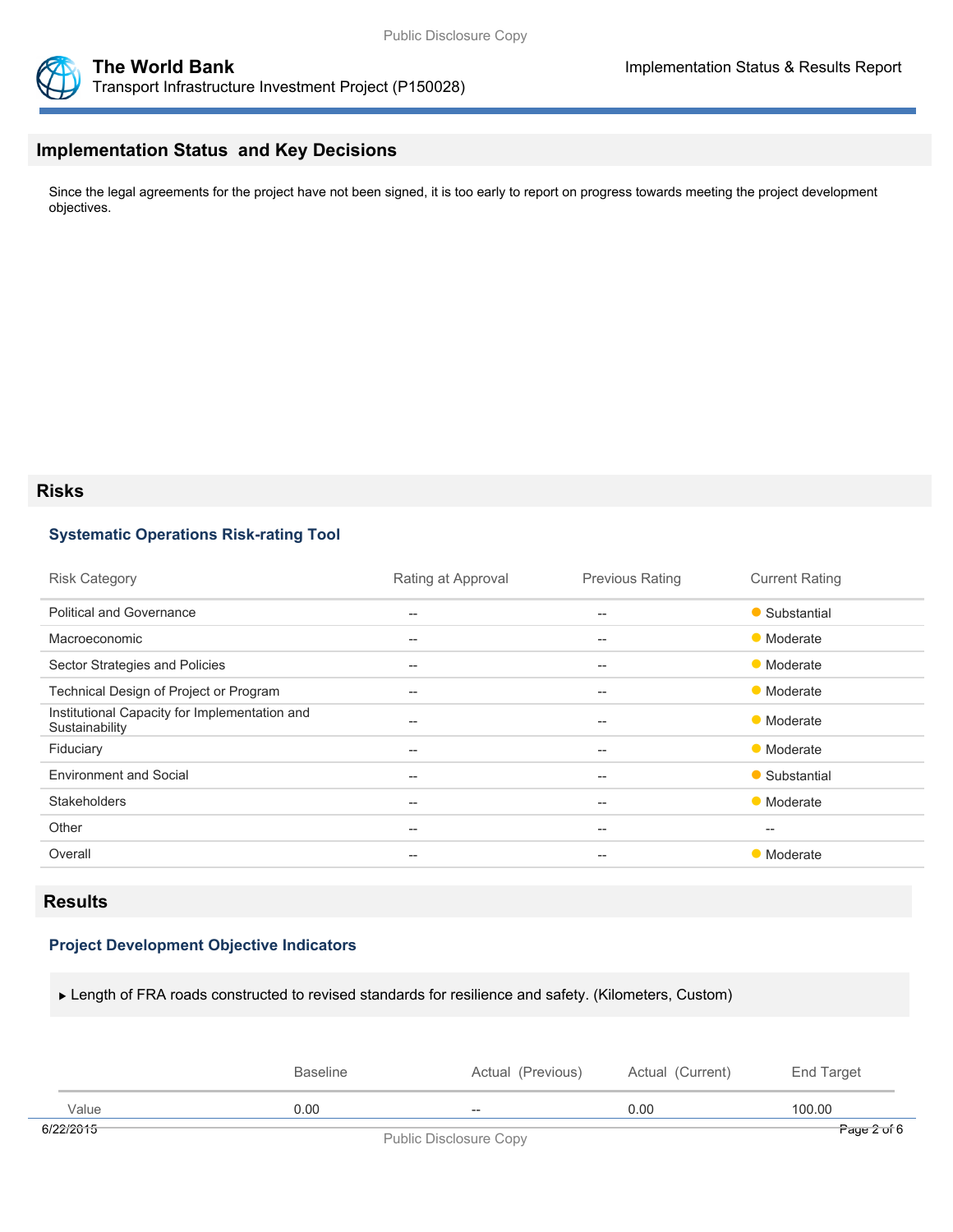## Implementation Status and Key Decisions

Since the legal agreements for the project have not been signed, it is too early to report on progress towards meeting the project development objectives.

## Risks

### Systematic Operations Risk-rating Tool

| Risk Category | Rating at Approval | Previous Rating | Current Rating |
| --- | --- | --- | --- |
| Political and Governance | -- | -- | Substantial |
| Macroeconomic | -- | -- | Moderate |
| Sector Strategies and Policies | -- | -- | Moderate |
| Technical Design of Project or Program | -- | -- | Moderate |
| Institutional Capacity for Implementation and Sustainability | -- | -- | Moderate |
| Fiduciary | -- | -- | Moderate |
| Environment and Social | -- | -- | Substantial |
| Stakeholders | -- | -- | Moderate |
| Other | -- | -- | -- |
| Overall | -- | -- | Moderate |

## Results

### Project Development Objective Indicators

▶ Length of FRA roads constructed to revised standards for resilience and safety. (Kilometers, Custom)

| | Baseline | Actual (Previous) | Actual (Current) | End Target |
| --- | --- | --- | --- | --- |
| Value | 0.00 | -- | 0.00 | 100.00 |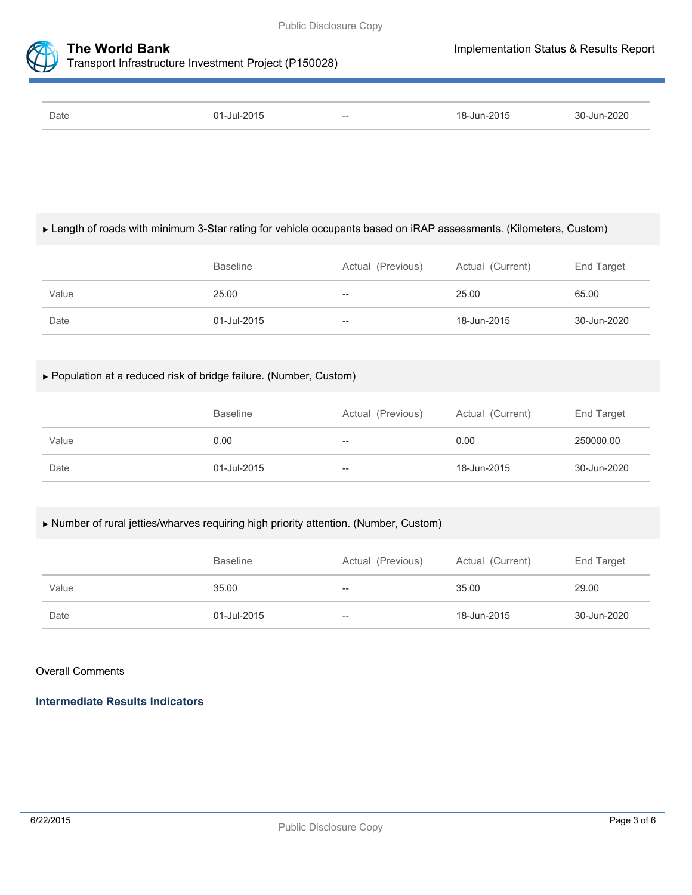| | | | | |
|---|---|---|---|---|
| Date | 01-Jul-2015 | -- | 18-Jun-2015 | 30-Jun-2020 |

► Length of roads with minimum 3-Star rating for vehicle occupants based on iRAP assessments. (Kilometers, Custom)

| | Baseline | Actual (Previous) | Actual (Current) | End Target |
|---|---|---|---|---|
| Value | 25.00 | -- | 25.00 | 65.00 |
| Date | 01-Jul-2015 | -- | 18-Jun-2015 | 30-Jun-2020 |

► Population at a reduced risk of bridge failure. (Number, Custom)

| | Baseline | Actual (Previous) | Actual (Current) | End Target |
|---|---|---|---|---|
| Value | 0.00 | -- | 0.00 | 250000.00 |
| Date | 01-Jul-2015 | -- | 18-Jun-2015 | 30-Jun-2020 |

► Number of rural jetties/wharves requiring high priority attention. (Number, Custom)

| | Baseline | Actual (Previous) | Actual (Current) | End Target |
|---|---|---|---|---|
| Value | 35.00 | -- | 35.00 | 29.00 |
| Date | 01-Jul-2015 | -- | 18-Jun-2015 | 30-Jun-2020 |

Overall Comments

### Intermediate Results Indicators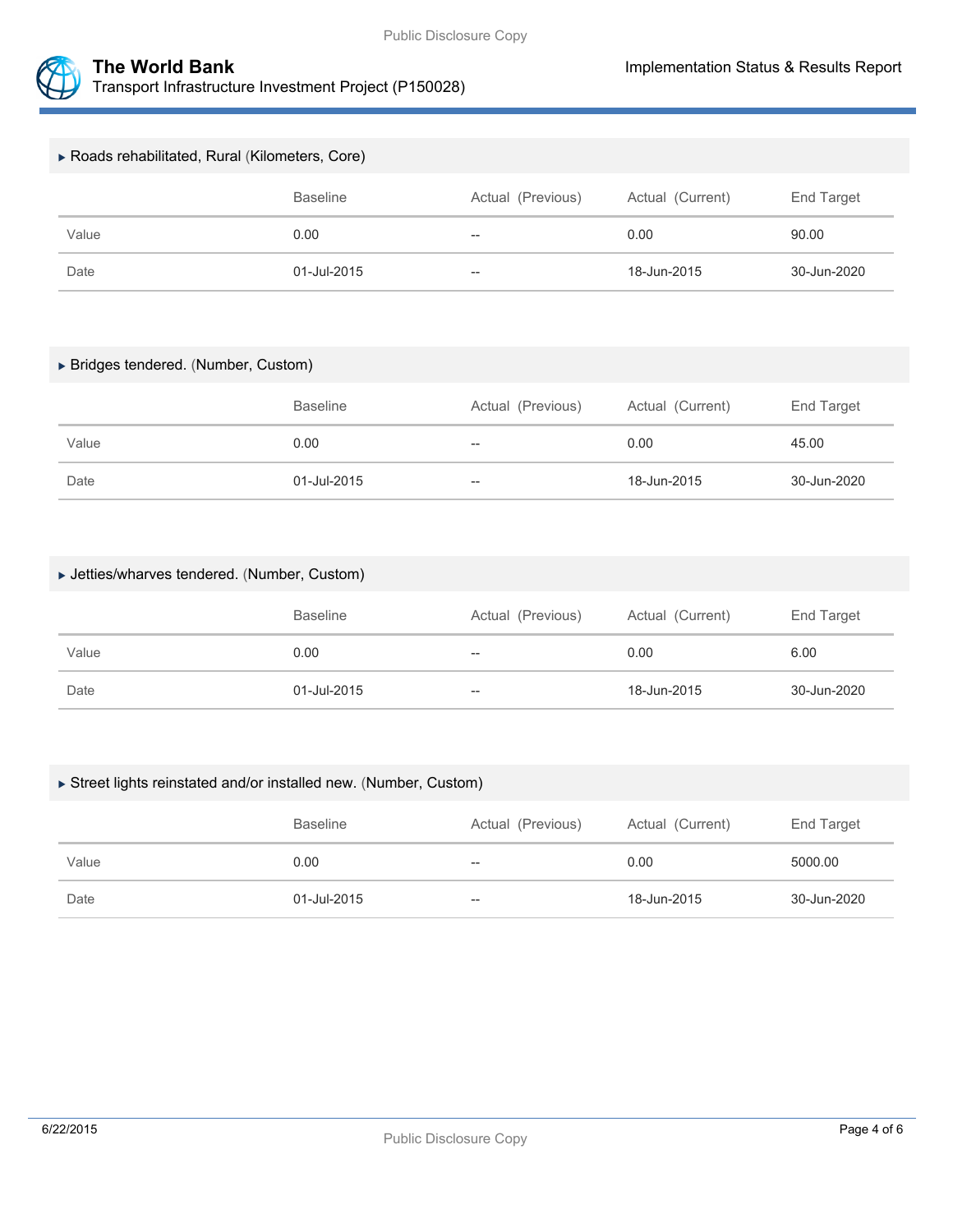### ▸ Roads rehabilitated, Rural (Kilometers, Core)

| | Baseline | Actual (Previous) | Actual (Current) | End Target |
|---|---|---|---|---|
| Value | 0.00 | -- | 0.00 | 90.00 |
| Date | 01-Jul-2015 | -- | 18-Jun-2015 | 30-Jun-2020 |

### ▸ Bridges tendered. (Number, Custom)

| | Baseline | Actual (Previous) | Actual (Current) | End Target |
|---|---|---|---|---|
| Value | 0.00 | -- | 0.00 | 45.00 |
| Date | 01-Jul-2015 | -- | 18-Jun-2015 | 30-Jun-2020 |

### ▸ Jetties/wharves tendered. (Number, Custom)

| | Baseline | Actual (Previous) | Actual (Current) | End Target |
|---|---|---|---|---|
| Value | 0.00 | -- | 0.00 | 6.00 |
| Date | 01-Jul-2015 | -- | 18-Jun-2015 | 30-Jun-2020 |

### ▸ Street lights reinstated and/or installed new. (Number, Custom)

| | Baseline | Actual (Previous) | Actual (Current) | End Target |
|---|---|---|---|---|
| Value | 0.00 | -- | 0.00 | 5000.00 |
| Date | 01-Jul-2015 | -- | 18-Jun-2015 | 30-Jun-2020 |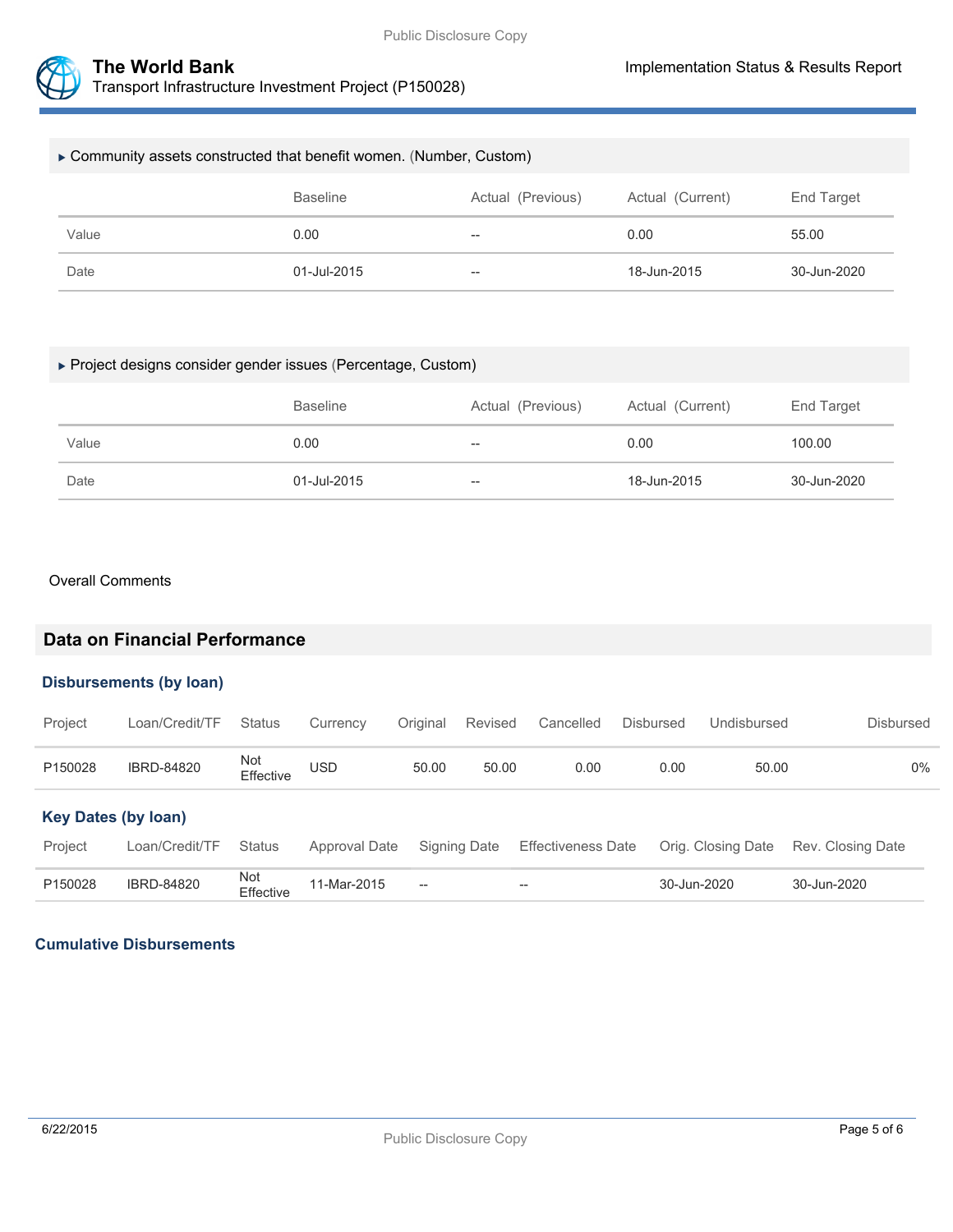### ▸ Community assets constructed that benefit women. (Number, Custom)

| | Baseline | Actual (Previous) | Actual (Current) | End Target |
|---|---|---|---|---|
| Value | 0.00 | -- | 0.00 | 55.00 |
| Date | 01-Jul-2015 | -- | 18-Jun-2015 | 30-Jun-2020 |

### ▸ Project designs consider gender issues (Percentage, Custom)

| | Baseline | Actual (Previous) | Actual (Current) | End Target |
|---|---|---|---|---|
| Value | 0.00 | -- | 0.00 | 100.00 |
| Date | 01-Jul-2015 | -- | 18-Jun-2015 | 30-Jun-2020 |

Overall Comments

## Data on Financial Performance

### Disbursements (by loan)

| Project | Loan/Credit/TF | Status | Currency | Original | Revised | Cancelled | Disbursed | Undisbursed | Disbursed |
|---|---|---|---|---|---|---|---|---|---|
| P150028 | IBRD-84820 | Not Effective | USD | 50.00 | 50.00 | 0.00 | 0.00 | 50.00 | 0% |

### Key Dates (by loan)

| Project | Loan/Credit/TF | Status | Approval Date | Signing Date | Effectiveness Date | Orig. Closing Date | Rev. Closing Date |
|---|---|---|---|---|---|---|---|
| P150028 | IBRD-84820 | Not Effective | 11-Mar-2015 | -- | -- | 30-Jun-2020 | 30-Jun-2020 |

### Cumulative Disbursements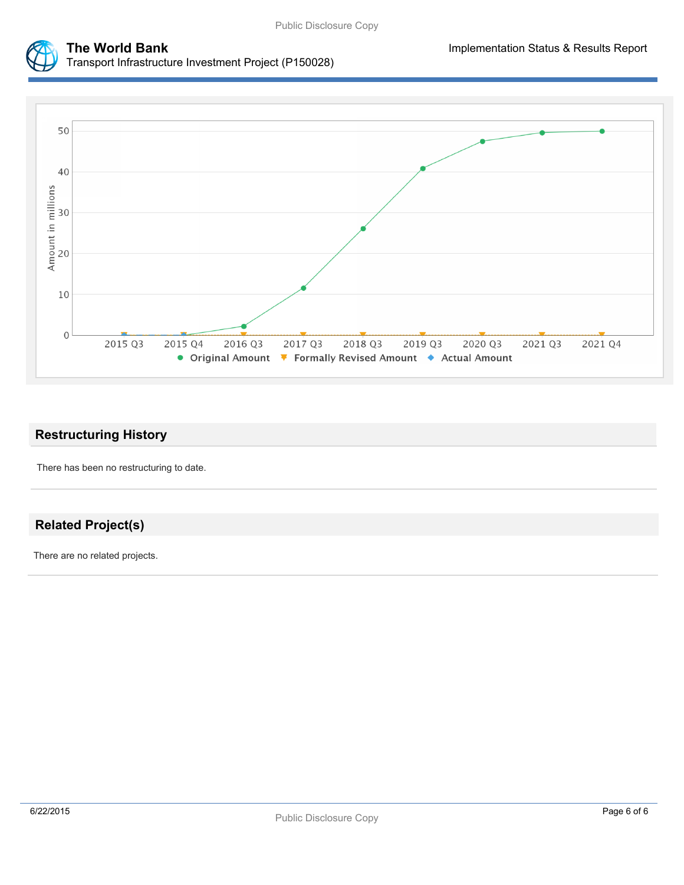Amount in millions

50
40
30
20
10
0

2015 Q3
2015 Q4
2016 Q3
2017 Q3
2018 Q3
2019 Q3
2020 Q3
2021 Q3
2021 Q4

Original Amount
Formally Revised Amount
Actual Amount

## Restructuring History

There has been no restructuring to date.

## Related Project(s)

There are no related projects.